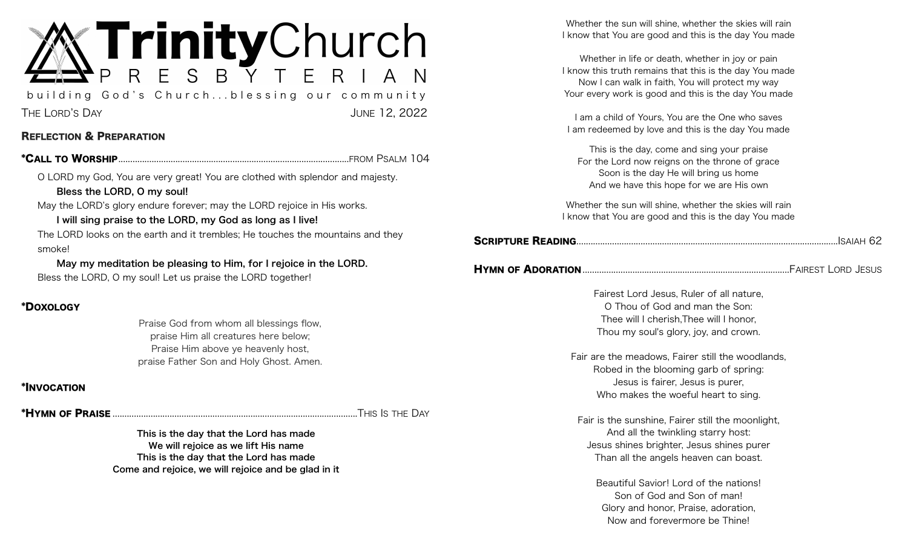# TrinityChurch PRESBYTERIAN

building God's Church...blessing our community

The Lord's Day — June 12, 2022

## Reflection & Preparation

**\*Call to Worship** ........ from Psalm 104

O LORD my God, You are very great! You are clothed with splendor and majesty.

**Bless the LORD, O my soul!**

May the LORD's glory endure forever; may the LORD rejoice in His works.

**I will sing praise to the LORD, my God as long as I live!**

The LORD looks on the earth and it trembles; He touches the mountains and they smoke!

**May my meditation be pleasing to Him, for I rejoice in the LORD.**

Bless the LORD, O my soul! Let us praise the LORD together!

**\*Doxology**

Praise God from whom all blessings flow,
praise Him all creatures here below;
Praise Him above ye heavenly host,
praise Father Son and Holy Ghost. Amen.

**\*Invocation**

**\*Hymn of Praise** ........ This Is the Day

**This is the day that the Lord has made**
**We will rejoice as we lift His name**
**This is the day that the Lord has made**
**Come and rejoice, we will rejoice and be glad in it**

Whether the sun will shine, whether the skies will rain
I know that You are good and this is the day You made

Whether in life or death, whether in joy or pain
I know this truth remains that this is the day You made
Now I can walk in faith, You will protect my way
Your every work is good and this is the day You made

I am a child of Yours, You are the One who saves
I am redeemed by love and this is the day You made

This is the day, come and sing your praise
For the Lord now reigns on the throne of grace
Soon is the day He will bring us home
And we have this hope for we are His own

Whether the sun will shine, whether the skies will rain
I know that You are good and this is the day You made

**Scripture Reading** ........ Isaiah 62

**Hymn of Adoration** ........ Fairest Lord Jesus

Fairest Lord Jesus, Ruler of all nature,
O Thou of God and man the Son:
Thee will I cherish,Thee will I honor,
Thou my soul's glory, joy, and crown.

Fair are the meadows, Fairer still the woodlands,
Robed in the blooming garb of spring:
Jesus is fairer, Jesus is purer,
Who makes the woeful heart to sing.

Fair is the sunshine, Fairer still the moonlight,
And all the twinkling starry host:
Jesus shines brighter, Jesus shines purer
Than all the angels heaven can boast.

Beautiful Savior! Lord of the nations!
Son of God and Son of man!
Glory and honor, Praise, adoration,
Now and forevermore be Thine!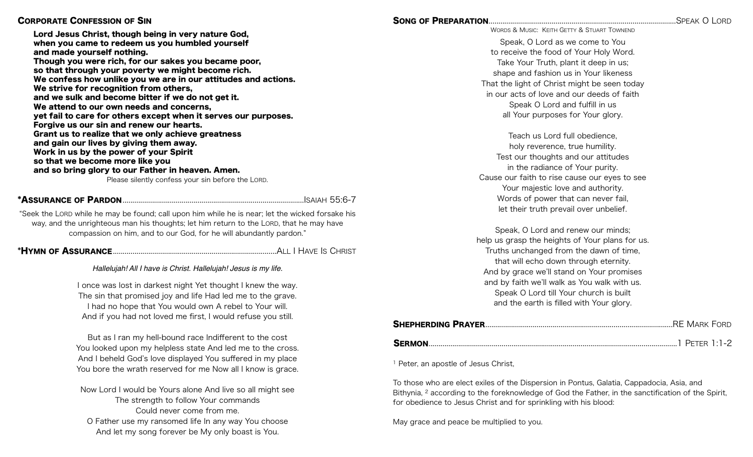## Corporate Confession of Sin

**Lord Jesus Christ, though being in very nature God,**
**when you came to redeem us you humbled yourself**
**and made yourself nothing.**
**Though you were rich, for our sakes you became poor,**
**so that through your poverty we might become rich.**
**We confess how unlike you we are in our attitudes and actions.**
**We strive for recognition from others,**
**and we sulk and become bitter if we do not get it.**
**We attend to our own needs and concerns,**
**yet fail to care for others except when it serves our purposes.**
**Forgive us our sin and renew our hearts.**
**Grant us to realize that we only achieve greatness**
**and gain our lives by giving them away.**
**Work in us by the power of your Spirit**
**so that we become more like you**
**and so bring glory to our Father in heaven. Amen.**

Please silently confess your sin before the LORD.

## *Assurance of Pardon.......Isaiah 55:6-7

"Seek the LORD while he may be found; call upon him while he is near; let the wicked forsake his way, and the unrighteous man his thoughts; let him return to the LORD, that he may have compassion on him, and to our God, for he will abundantly pardon."

## *Hymn of Assurance.......All I Have Is Christ

*Hallelujah! All I have is Christ. Hallelujah! Jesus is my life.*

I once was lost in darkest night Yet thought I knew the way.
The sin that promised joy and life Had led me to the grave.
I had no hope that You would own A rebel to Your will.
And if you had not loved me first, I would refuse you still.

But as I ran my hell-bound race Indifferent to the cost
You looked upon my helpless state And led me to the cross.
And I beheld God's love displayed You suffered in my place
You bore the wrath reserved for me Now all I know is grace.

Now Lord I would be Yours alone And live so all might see
The strength to follow Your commands
Could never come from me.
O Father use my ransomed life In any way You choose
And let my song forever be My only boast is You.

## Song of Preparation.......Speak O Lord

Words & Music: Keith Getty & Stuart Townend

Speak, O Lord as we come to You
to receive the food of Your Holy Word.
Take Your Truth, plant it deep in us;
shape and fashion us in Your likeness
That the light of Christ might be seen today
in our acts of love and our deeds of faith
Speak O Lord and fulfill in us
all Your purposes for Your glory.

Teach us Lord full obedience,
holy reverence, true humility.
Test our thoughts and our attitudes
in the radiance of Your purity.
Cause our faith to rise cause our eyes to see
Your majestic love and authority.
Words of power that can never fail,
let their truth prevail over unbelief.

Speak, O Lord and renew our minds;
help us grasp the heights of Your plans for us.
Truths unchanged from the dawn of time,
that will echo down through eternity.
And by grace we'll stand on Your promises
and by faith we'll walk as You walk with us.
Speak O Lord till Your church is built
and the earth is filled with Your glory.

## Shepherding Prayer.......RE Mark Ford

## Sermon.......1 Peter 1:1-2

[1] Peter, an apostle of Jesus Christ,

To those who are elect exiles of the Dispersion in Pontus, Galatia, Cappadocia, Asia, and Bithynia, [2] according to the foreknowledge of God the Father, in the sanctification of the Spirit, for obedience to Jesus Christ and for sprinkling with his blood:

May grace and peace be multiplied to you.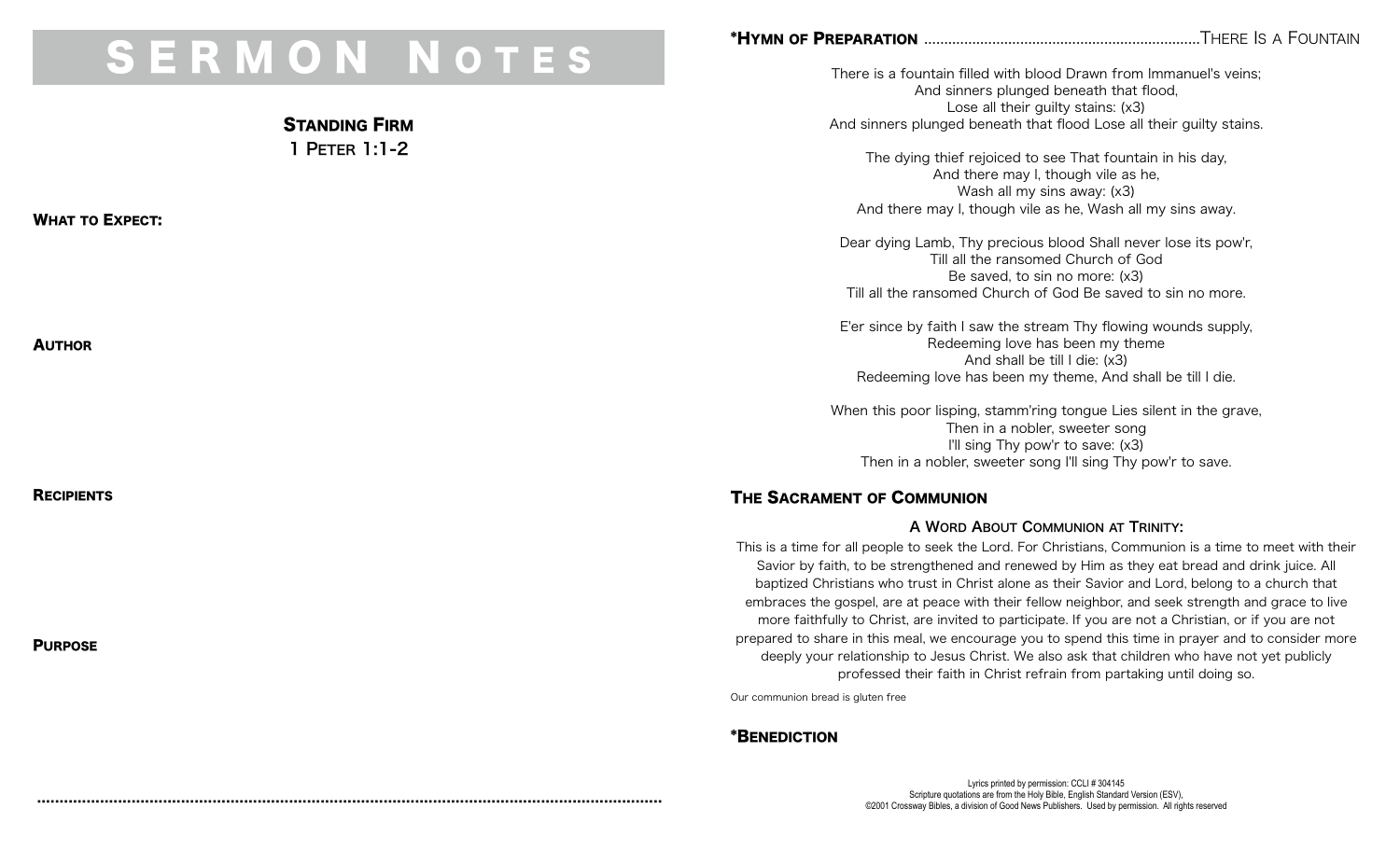# SERMON NOTES

## STANDING FIRM
1 PETER 1:1-2

**WHAT TO EXPECT:**

**AUTHOR**

**RECIPIENTS**

**PURPOSE**

**\*HYMN OF PREPARATION** .................................................................THERE IS A FOUNTAIN

There is a fountain filled with blood Drawn from Immanuel's veins;
And sinners plunged beneath that flood,
Lose all their guilty stains: (x3)
And sinners plunged beneath that flood Lose all their guilty stains.

The dying thief rejoiced to see That fountain in his day,
And there may I, though vile as he,
Wash all my sins away: (x3)
And there may I, though vile as he, Wash all my sins away.

Dear dying Lamb, Thy precious blood Shall never lose its pow'r,
Till all the ransomed Church of God
Be saved, to sin no more: (x3)
Till all the ransomed Church of God Be saved to sin no more.

E'er since by faith I saw the stream Thy flowing wounds supply,
Redeeming love has been my theme
And shall be till I die: (x3)
Redeeming love has been my theme, And shall be till I die.

When this poor lisping, stamm'ring tongue Lies silent in the grave,
Then in a nobler, sweeter song
I'll sing Thy pow'r to save: (x3)
Then in a nobler, sweeter song I'll sing Thy pow'r to save.

## THE SACRAMENT OF COMMUNION

### A WORD ABOUT COMMUNION AT TRINITY:

This is a time for all people to seek the Lord. For Christians, Communion is a time to meet with their Savior by faith, to be strengthened and renewed by Him as they eat bread and drink juice. All baptized Christians who trust in Christ alone as their Savior and Lord, belong to a church that embraces the gospel, are at peace with their fellow neighbor, and seek strength and grace to live more faithfully to Christ, are invited to participate. If you are not a Christian, or if you are not prepared to share in this meal, we encourage you to spend this time in prayer and to consider more deeply your relationship to Jesus Christ. We also ask that children who have not yet publicly professed their faith in Christ refrain from partaking until doing so.

Our communion bread is gluten free

**\*BENEDICTION**

Lyrics printed by permission: CCLI # 304145
Scripture quotations are from the Holy Bible, English Standard Version (ESV),
©2001 Crossway Bibles, a division of Good News Publishers. Used by permission. All rights reserved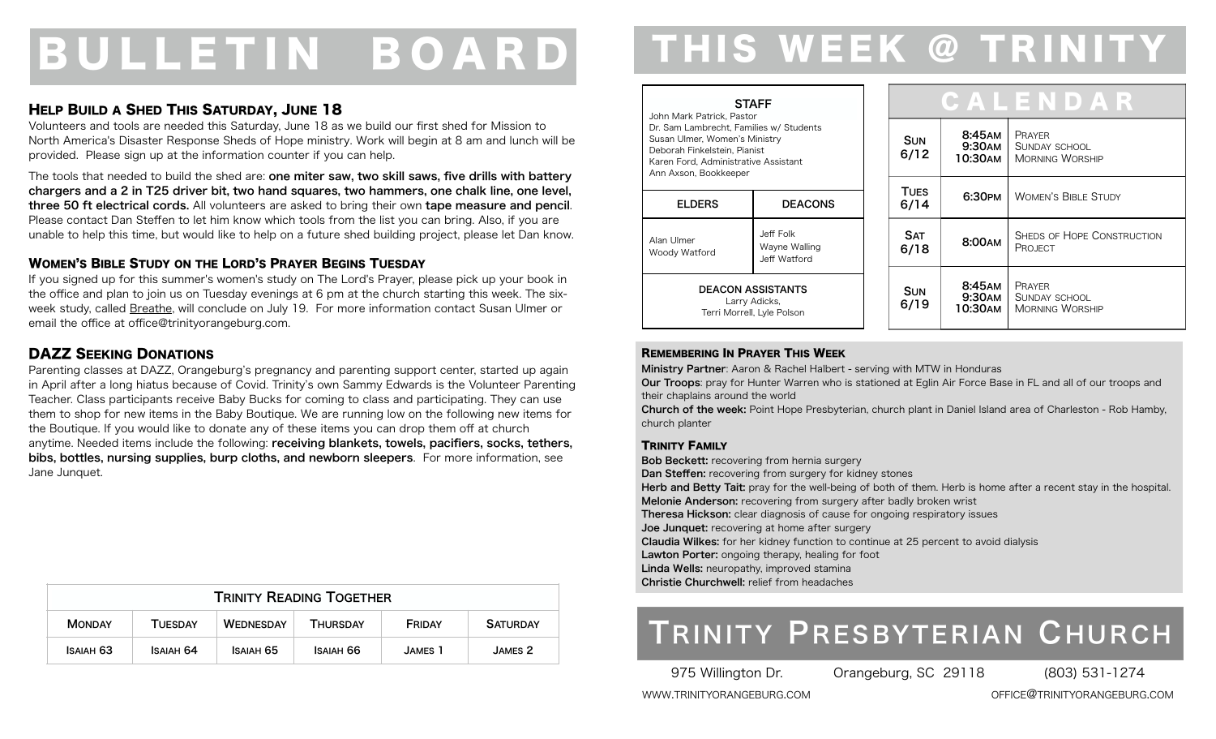# BULLETIN BOARD

### Help Build a Shed This Saturday, June 18

Volunteers and tools are needed this Saturday, June 18 as we build our first shed for Mission to North America's Disaster Response Sheds of Hope ministry. Work will begin at 8 am and lunch will be provided. Please sign up at the information counter if you can help.

The tools that needed to build the shed are: **one miter saw, two skill saws, five drills with battery chargers and a 2 in T25 driver bit, two hand squares, two hammers, one chalk line, one level, three 50 ft electrical cords.** All volunteers are asked to bring their own **tape measure and pencil**. Please contact Dan Steffen to let him know which tools from the list you can bring. Also, if you are unable to help this time, but would like to help on a future shed building project, please let Dan know.

### Women's Bible Study on the Lord's Prayer Begins Tuesday

If you signed up for this summer's women's study on The Lord's Prayer, please pick up your book in the office and plan to join us on Tuesday evenings at 6 pm at the church starting this week. The six-week study, called Breathe, will conclude on July 19. For more information contact Susan Ulmer or email the office at office@trinityorangeburg.com.

### DAZZ Seeking Donations

Parenting classes at DAZZ, Orangeburg's pregnancy and parenting support center, started up again in April after a long hiatus because of Covid. Trinity's own Sammy Edwards is the Volunteer Parenting Teacher. Class participants receive Baby Bucks for coming to class and participating. They can use them to shop for new items in the Baby Boutique. We are running low on the following new items for the Boutique. If you would like to donate any of these items you can drop them off at church anytime. Needed items include the following: **receiving blankets, towels, pacifiers, socks, tethers, bibs, bottles, nursing supplies, burp cloths, and newborn sleepers**. For more information, see Jane Junquet.

| Trinity Reading Together | | | | | |
|---|---|---|---|---|---|
| Monday | Tuesday | Wednesday | Thursday | Friday | Saturday |
| Isaiah 63 | Isaiah 64 | Isaiah 65 | Isaiah 66 | James 1 | James 2 |

# THIS WEEK @ TRINITY

**STAFF**

John Mark Patrick, Pastor
Dr. Sam Lambrecht, Families w/ Students
Susan Ulmer, Women's Ministry
Deborah Finkelstein, Pianist
Karen Ford, Administrative Assistant
Ann Axson, Bookkeeper

| ELDERS | DEACONS |
|---|---|
| Alan Ulmer<br>Woody Watford | Jeff Folk<br>Wayne Walling<br>Jeff Watford |

**DEACON ASSISTANTS**

Larry Adicks,
Terri Morrell, Lyle Polson

## CALENDAR

| | | |
|---|---|---|
| Sun 6/12 | 8:45am<br>9:30am<br>10:30am | Prayer<br>Sunday School<br>Morning Worship |
| Tues 6/14 | 6:30pm | Women's Bible Study |
| Sat 6/18 | 8:00am | Sheds of Hope Construction Project |
| Sun 6/19 | 8:45am<br>9:30am<br>10:30am | Prayer<br>Sunday School<br>Morning Worship |

### Remembering In Prayer This Week

**Ministry Partner**: Aaron & Rachel Halbert - serving with MTW in Honduras
**Our Troops**: pray for Hunter Warren who is stationed at Eglin Air Force Base in FL and all of our troops and their chaplains around the world
**Church of the week:** Point Hope Presbyterian, church plant in Daniel Island area of Charleston - Rob Hamby, church planter

### Trinity Family

**Bob Beckett:** recovering from hernia surgery
**Dan Steffen:** recovering from surgery for kidney stones
**Herb and Betty Tait:** pray for the well-being of both of them. Herb is home after a recent stay in the hospital.
**Melonie Anderson:** recovering from surgery after badly broken wrist
**Theresa Hickson:** clear diagnosis of cause for ongoing respiratory issues
**Joe Junquet:** recovering at home after surgery
**Claudia Wilkes:** for her kidney function to continue at 25 percent to avoid dialysis
**Lawton Porter:** ongoing therapy, healing for foot
**Linda Wells:** neuropathy, improved stamina
**Christie Churchwell:** relief from headaches

# Trinity Presbyterian Church

975 Willington Dr. Orangeburg, SC 29118 (803) 531-1274

WWW.TRINITYORANGEBURG.COM OFFICE@TRINITYORANGEBURG.COM